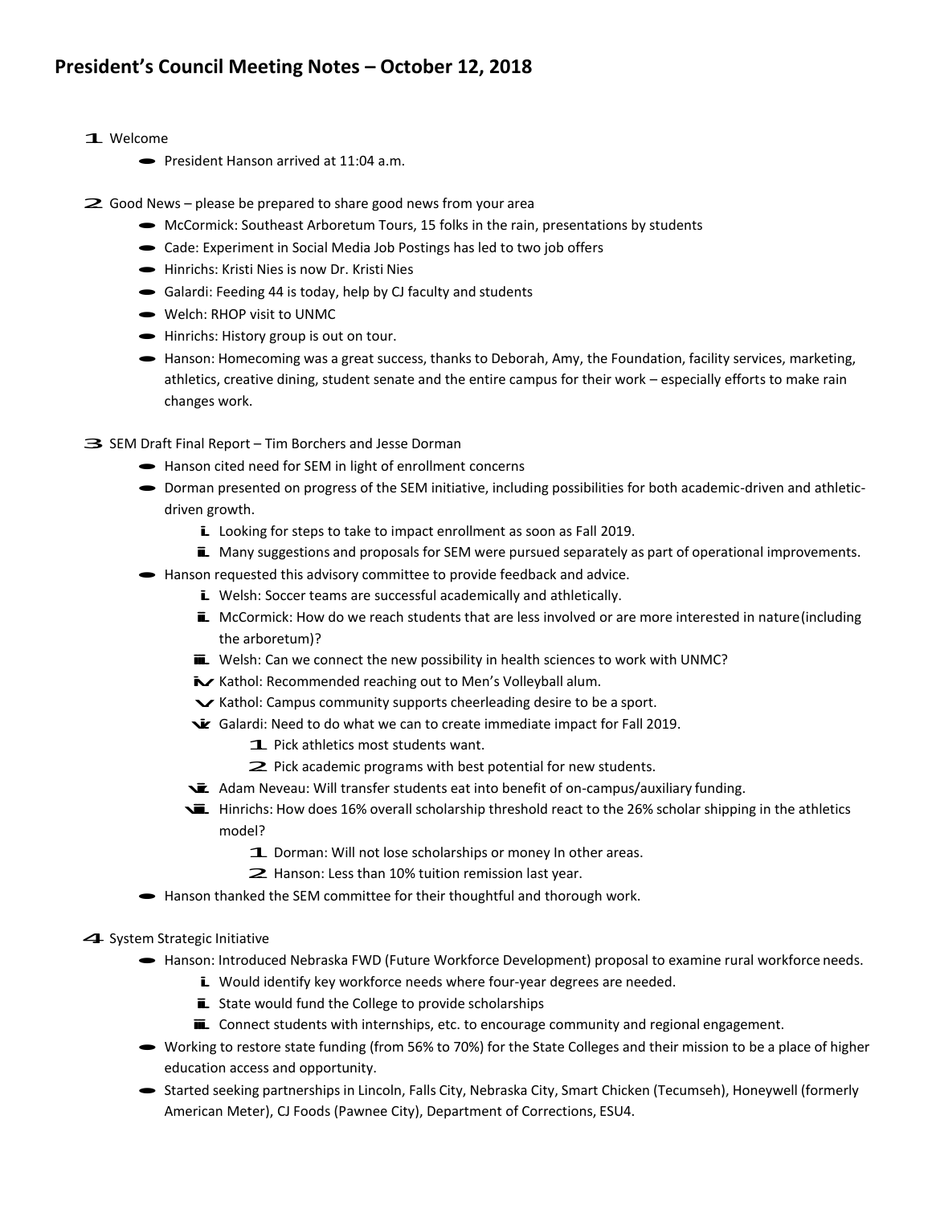# President's Council Meeting Notes – October 12, 2018

1. Welcome
   - President Hanson arrived at 11:04 a.m.

2. Good News – please be prepared to share good news from your area
   - McCormick: Southeast Arboretum Tours, 15 folks in the rain, presentations by students
   - Cade: Experiment in Social Media Job Postings has led to two job offers
   - Hinrichs: Kristi Nies is now Dr. Kristi Nies
   - Galardi: Feeding 44 is today, help by CJ faculty and students
   - Welch: RHOP visit to UNMC
   - Hinrichs: History group is out on tour.
   - Hanson: Homecoming was a great success, thanks to Deborah, Amy, the Foundation, facility services, marketing, athletics, creative dining, student senate and the entire campus for their work – especially efforts to make rain changes work.

3. SEM Draft Final Report – Tim Borchers and Jesse Dorman
   - Hanson cited need for SEM in light of enrollment concerns
   - Dorman presented on progress of the SEM initiative, including possibilities for both academic-driven and athletic-driven growth.
     i. Looking for steps to take to impact enrollment as soon as Fall 2019.
     ii. Many suggestions and proposals for SEM were pursued separately as part of operational improvements.
   - Hanson requested this advisory committee to provide feedback and advice.
     i. Welsh: Soccer teams are successful academically and athletically.
     ii. McCormick: How do we reach students that are less involved or are more interested in nature (including the arboretum)?
     iii. Welsh: Can we connect the new possibility in health sciences to work with UNMC?
     iv. Kathol: Recommended reaching out to Men's Volleyball alum.
     v. Kathol: Campus community supports cheerleading desire to be a sport.
     vi. Galardi: Need to do what we can to create immediate impact for Fall 2019.
        1. Pick athletics most students want.
        2. Pick academic programs with best potential for new students.
     vii. Adam Neveau: Will transfer students eat into benefit of on-campus/auxiliary funding.
     viii. Hinrichs: How does 16% overall scholarship threshold react to the 26% scholar shipping in the athletics model?
        1. Dorman: Will not lose scholarships or money In other areas.
        2. Hanson: Less than 10% tuition remission last year.
   - Hanson thanked the SEM committee for their thoughtful and thorough work.

4. System Strategic Initiative
   - Hanson: Introduced Nebraska FWD (Future Workforce Development) proposal to examine rural workforce needs.
     i. Would identify key workforce needs where four-year degrees are needed.
     ii. State would fund the College to provide scholarships
     iii. Connect students with internships, etc. to encourage community and regional engagement.
   - Working to restore state funding (from 56% to 70%) for the State Colleges and their mission to be a place of higher education access and opportunity.
   - Started seeking partnerships in Lincoln, Falls City, Nebraska City, Smart Chicken (Tecumseh), Honeywell (formerly American Meter), CJ Foods (Pawnee City), Department of Corrections, ESU4.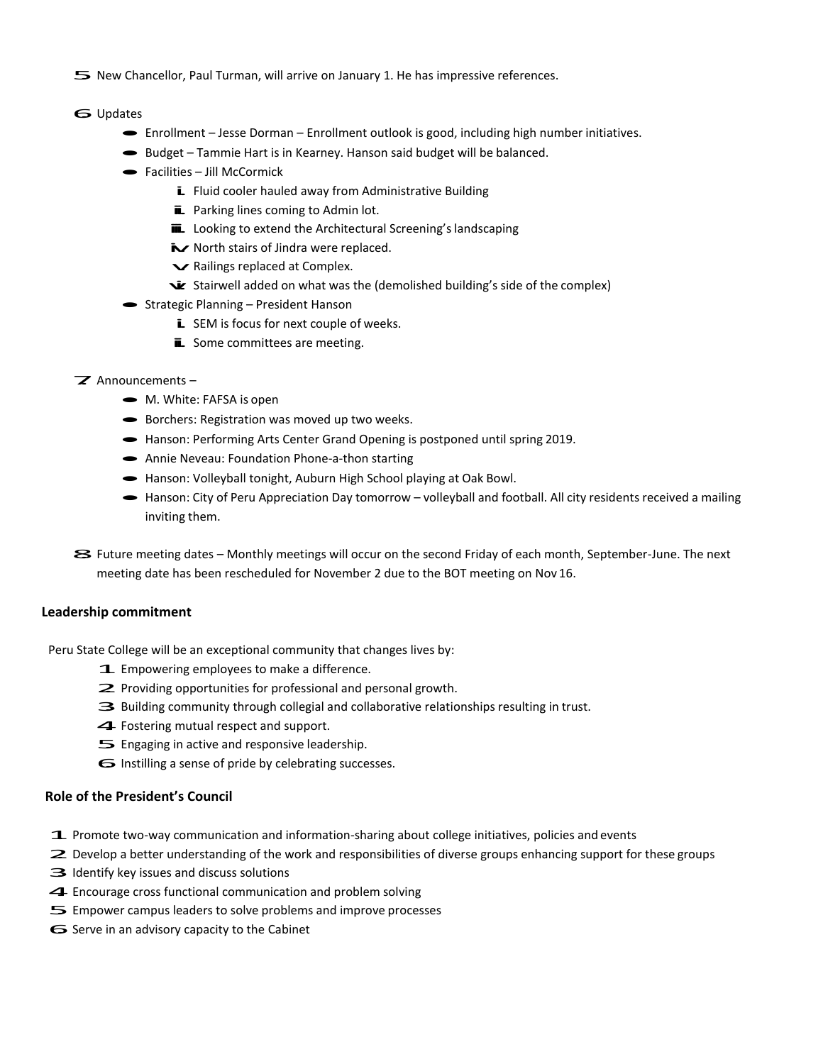5. New Chancellor, Paul Turman, will arrive on January 1. He has impressive references.

6. Updates
   - Enrollment – Jesse Dorman – Enrollment outlook is good, including high number initiatives.
   - Budget – Tammie Hart is in Kearney. Hanson said budget will be balanced.
   - Facilities – Jill McCormick
     - i. Fluid cooler hauled away from Administrative Building
     - ii. Parking lines coming to Admin lot.
     - iii. Looking to extend the Architectural Screening's landscaping
     - iv. North stairs of Jindra were replaced.
     - v. Railings replaced at Complex.
     - vi. Stairwell added on what was the (demolished building's side of the complex)
   - Strategic Planning – President Hanson
     - i. SEM is focus for next couple of weeks.
     - ii. Some committees are meeting.

7. Announcements –
   - M. White: FAFSA is open
   - Borchers: Registration was moved up two weeks.
   - Hanson: Performing Arts Center Grand Opening is postponed until spring 2019.
   - Annie Neveau: Foundation Phone-a-thon starting
   - Hanson: Volleyball tonight, Auburn High School playing at Oak Bowl.
   - Hanson: City of Peru Appreciation Day tomorrow – volleyball and football. All city residents received a mailing inviting them.

8. Future meeting dates – Monthly meetings will occur on the second Friday of each month, September-June. The next meeting date has been rescheduled for November 2 due to the BOT meeting on Nov 16.

## Leadership commitment

Peru State College will be an exceptional community that changes lives by:

1. Empowering employees to make a difference.
2. Providing opportunities for professional and personal growth.
3. Building community through collegial and collaborative relationships resulting in trust.
4. Fostering mutual respect and support.
5. Engaging in active and responsive leadership.
6. Instilling a sense of pride by celebrating successes.

## Role of the President's Council

1. Promote two-way communication and information-sharing about college initiatives, policies and events
2. Develop a better understanding of the work and responsibilities of diverse groups enhancing support for these groups
3. Identify key issues and discuss solutions
4. Encourage cross functional communication and problem solving
5. Empower campus leaders to solve problems and improve processes
6. Serve in an advisory capacity to the Cabinet